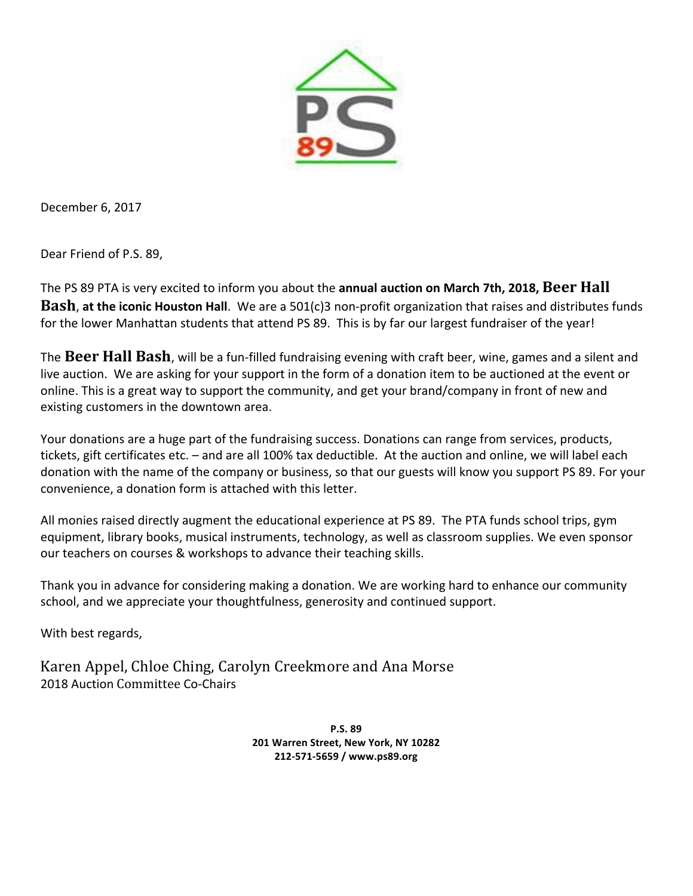December 6, 2017

Dear Friend of P.S. 89,

The PS 89 PTA is very excited to inform you about the **annual auction on March 7th, 2018, Beer Hall Bash**, **at the iconic Houston Hall**. We are a 501(c)3 non-profit organization that raises and distributes funds for the lower Manhattan students that attend PS 89. This is by far our largest fundraiser of the year!

The **Beer Hall Bash**, will be a fun-filled fundraising evening with craft beer, wine, games and a silent and live auction. We are asking for your support in the form of a donation item to be auctioned at the event or online. This is a great way to support the community, and get your brand/company in front of new and existing customers in the downtown area.

Your donations are a huge part of the fundraising success. Donations can range from services, products, tickets, gift certificates etc. – and are all 100% tax deductible. At the auction and online, we will label each donation with the name of the company or business, so that our guests will know you support PS 89. For your convenience, a donation form is attached with this letter.

All monies raised directly augment the educational experience at PS 89. The PTA funds school trips, gym equipment, library books, musical instruments, technology, as well as classroom supplies. We even sponsor our teachers on courses & workshops to advance their teaching skills.

Thank you in advance for considering making a donation. We are working hard to enhance our community school, and we appreciate your thoughtfulness, generosity and continued support.

With best regards,

Karen Appel, Chloe Ching, Carolyn Creekmore and Ana Morse
2018 Auction Committee Co-Chairs

**P.S. 89**
**201 Warren Street, New York, NY 10282**
**212-571-5659 / www.ps89.org**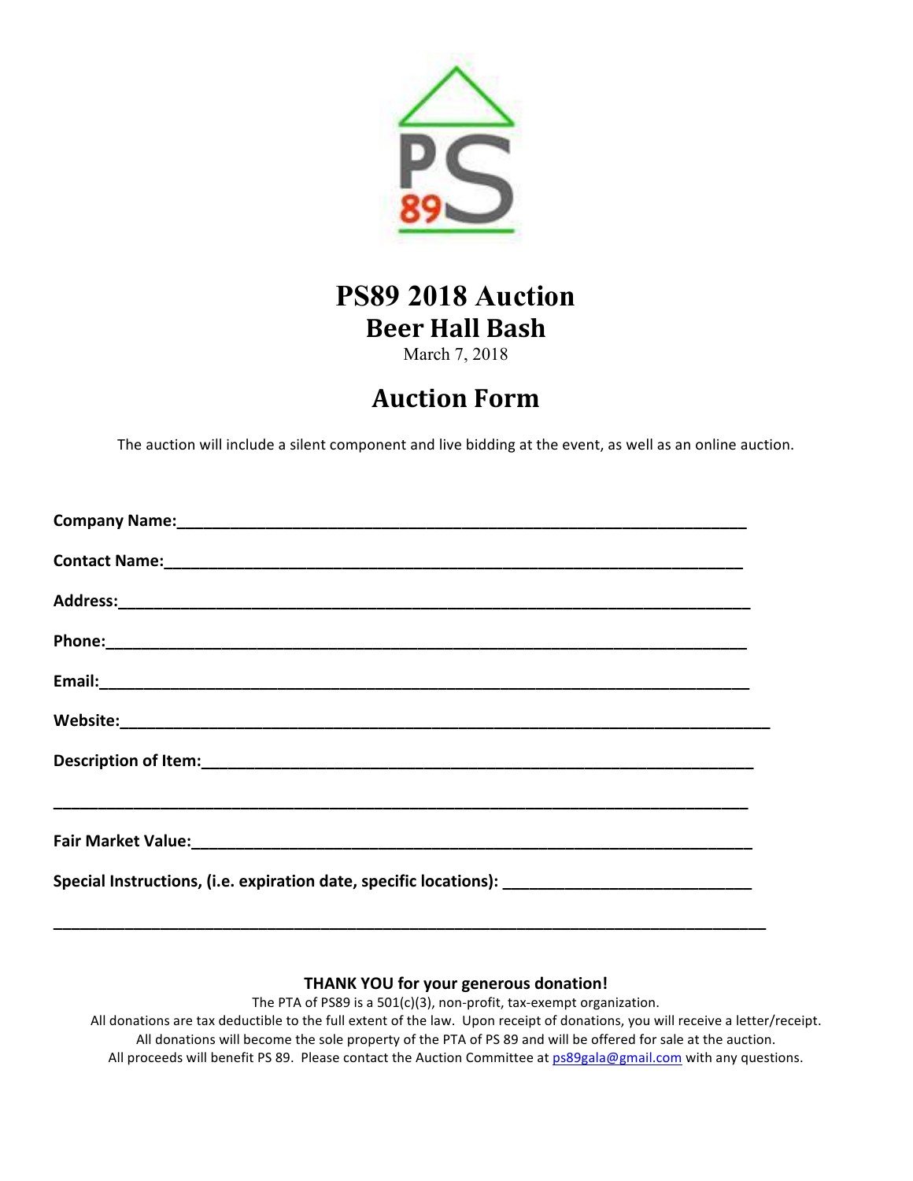# PS89 2018 Auction

## Beer Hall Bash

March 7, 2018

## Auction Form

The auction will include a silent component and live bidding at the event, as well as an online auction.

**Company Name:**___________________________________________________________

**Contact Name:**___________________________________________________________

**Address:**________________________________________________________________

**Phone:**_________________________________________________________________

**Email:**__________________________________________________________________

**Website:**________________________________________________________________

**Description of Item:**_______________________________________________________

___________________________________________________________________________

**Fair Market Value:**_________________________________________________________

**Special Instructions, (i.e. expiration date, specific locations):** ___________________________

___________________________________________________________________________

**THANK YOU for your generous donation!**

The PTA of PS89 is a 501(c)(3), non-profit, tax-exempt organization.
All donations are tax deductible to the full extent of the law. Upon receipt of donations, you will receive a letter/receipt.
All donations will become the sole property of the PTA of PS 89 and will be offered for sale at the auction.
All proceeds will benefit PS 89. Please contact the Auction Committee at ps89gala@gmail.com with any questions.